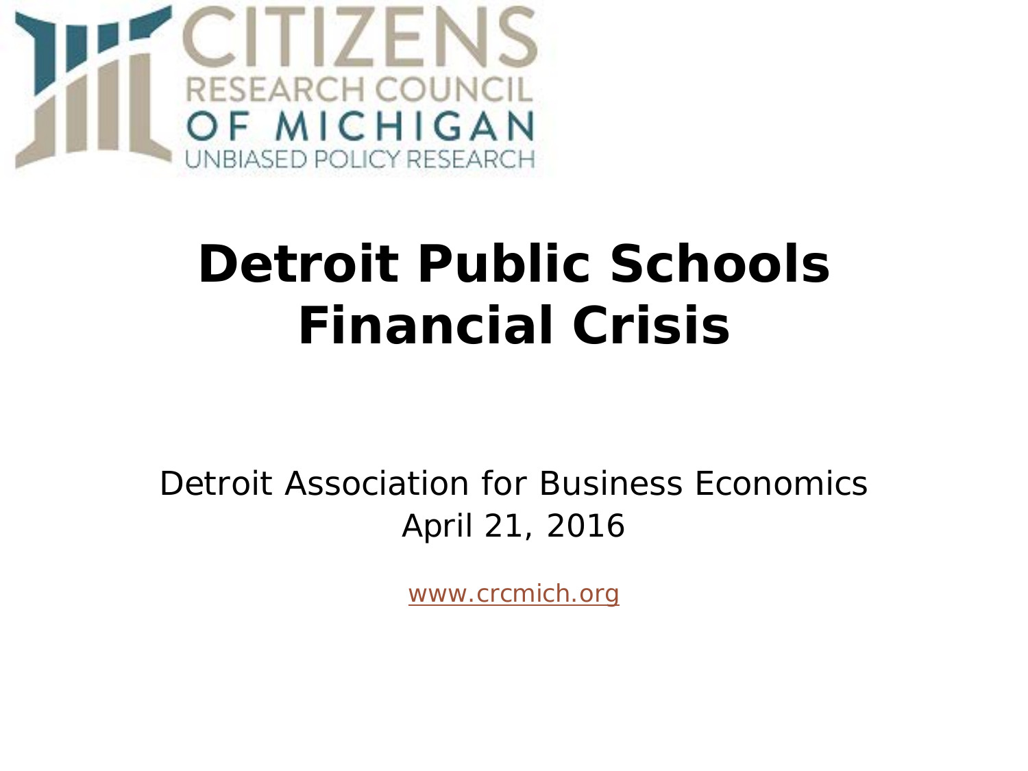CITIZENS RESEARCH COUNCIL OF MICHIGAN
UNBIASED POLICY RESEARCH

# Detroit Public Schools Financial Crisis

Detroit Association for Business Economics
April 21, 2016

www.crcmich.org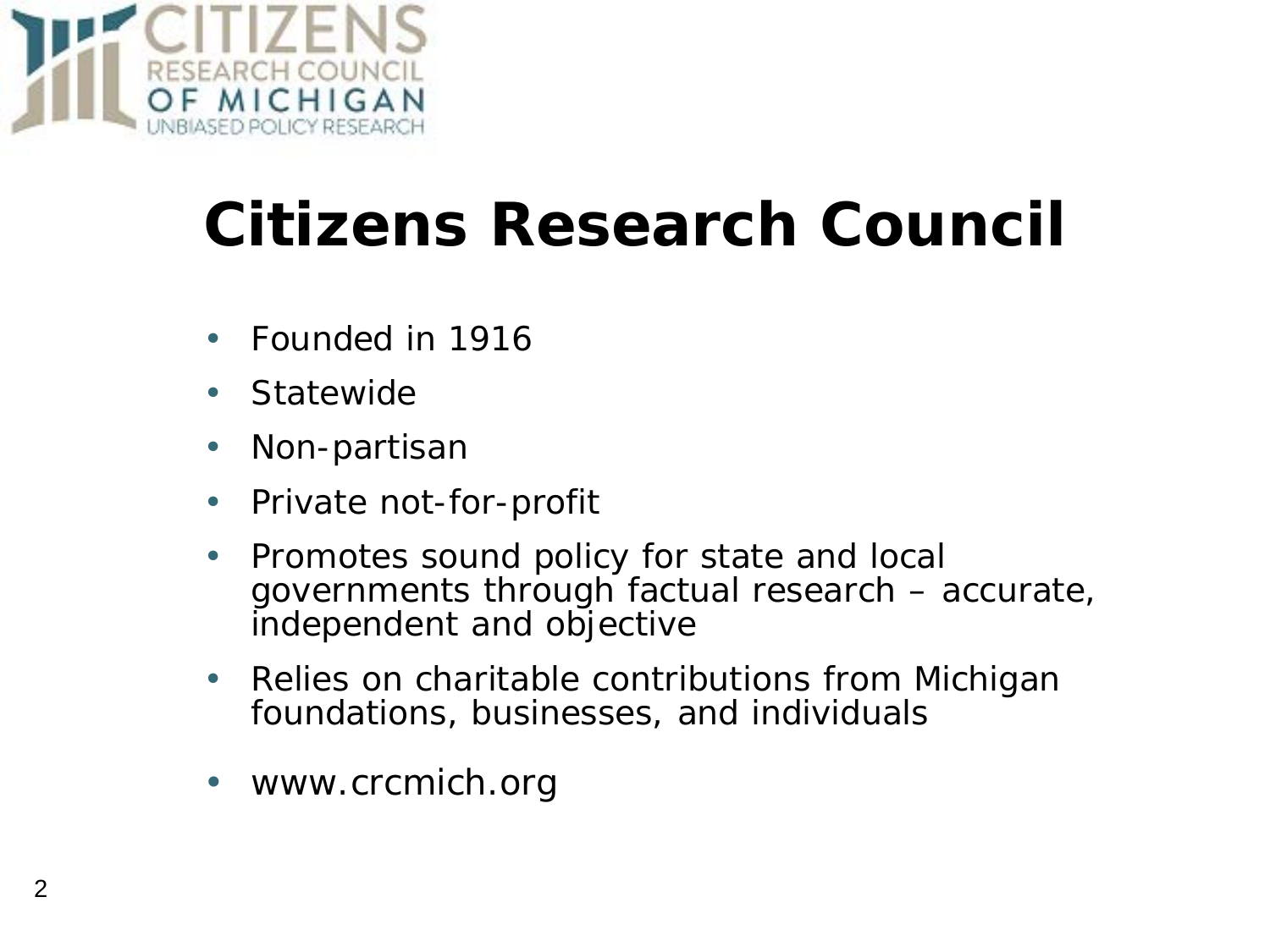# Citizens Research Council

- Founded in 1916
- Statewide
- Non-partisan
- Private not-for-profit
- Promotes sound policy for state and local governments through factual research – accurate, independent and objective
- Relies on charitable contributions from Michigan foundations, businesses, and individuals
- www.crcmich.org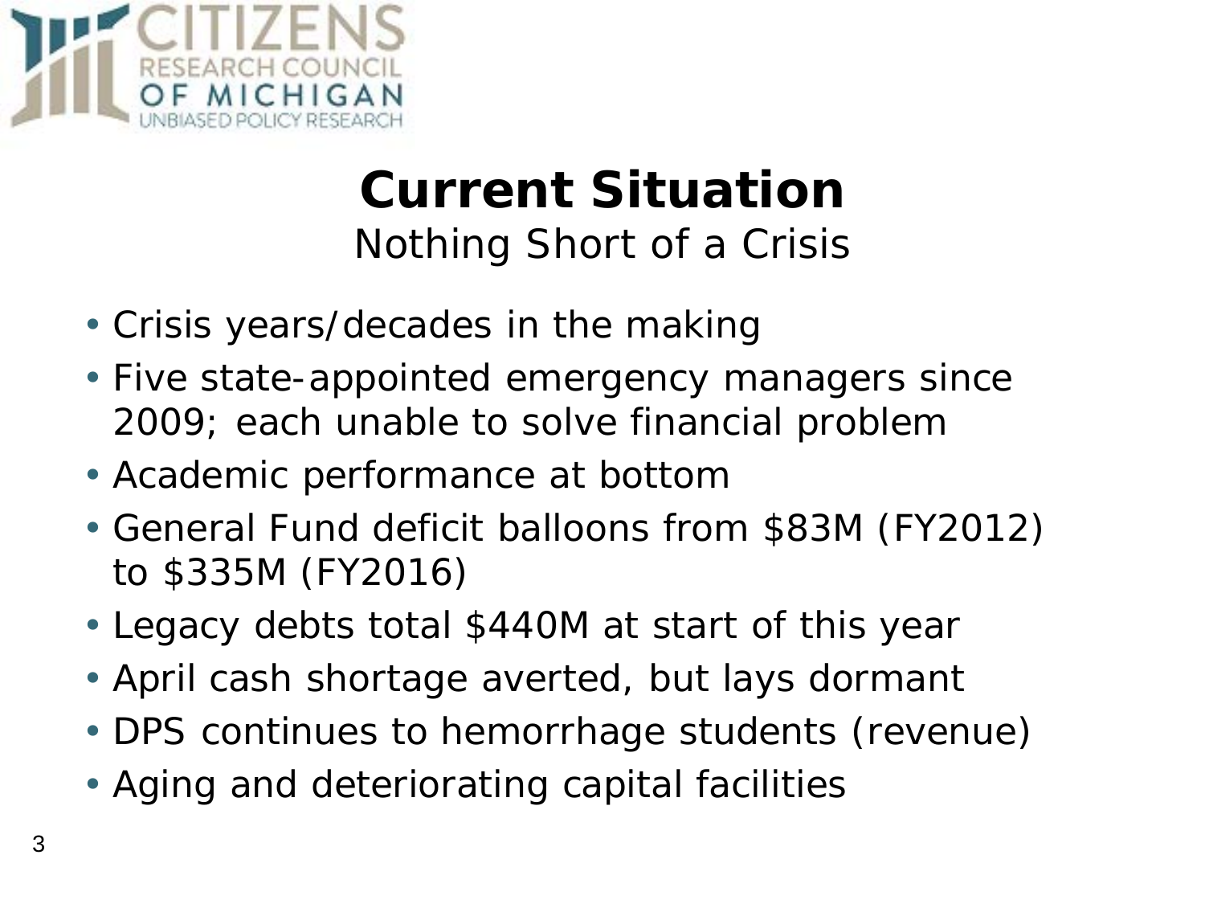# Current Situation

## Nothing Short of a Crisis

- Crisis years/decades in the making
- Five state-appointed emergency managers since 2009; each unable to solve financial problem
- Academic performance at bottom
- General Fund deficit balloons from $83M (FY2012) to $335M (FY2016)
- Legacy debts total $440M at start of this year
- April cash shortage averted, but lays dormant
- DPS continues to hemorrhage students (revenue)
- Aging and deteriorating capital facilities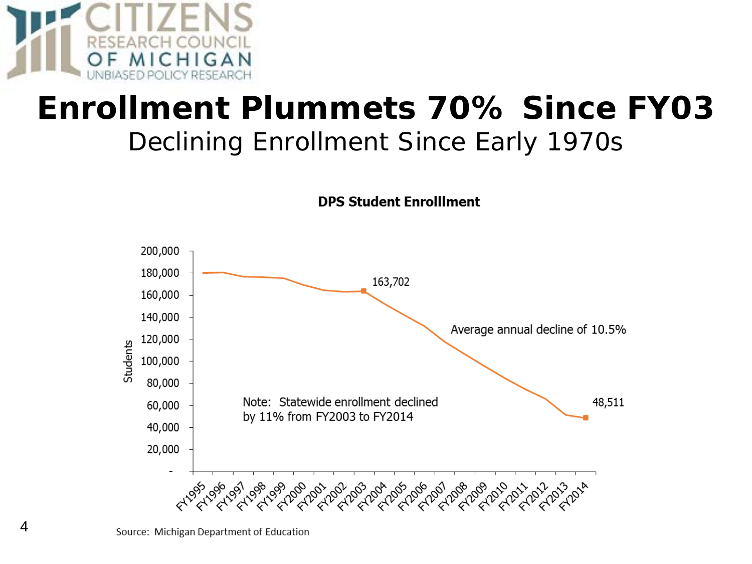# Enrollment Plummets 70% Since FY03

## Declining Enrollment Since Early 1970s

**DPS Student Enrolllment**

Students

163,702

Average annual decline of 10.5%

48,511

Note: Statewide enrollment declined by 11% from FY2003 to FY2014

FY1995 FY1996 FY1997 FY1998 FY1999 FY2000 FY2001 FY2002 FY2003 FY2004 FY2005 FY2006 FY2007 FY2008 FY2009 FY2010 FY2011 FY2012 FY2013 FY2014

Source: Michigan Department of Education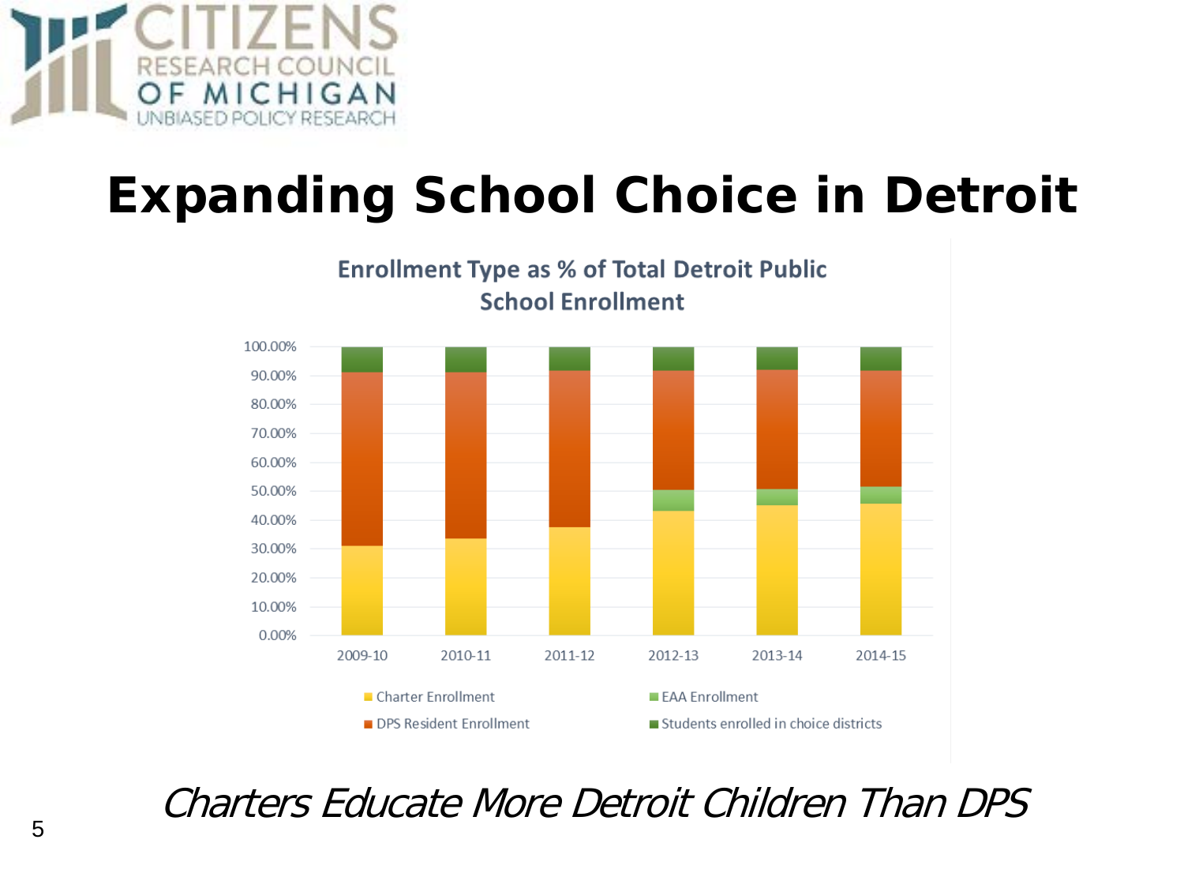# Expanding School Choice in Detroit

**Enrollment Type as % of Total Detroit Public School Enrollment**

100.00%
90.00%
80.00%
70.00%
60.00%
50.00%
40.00%
30.00%
20.00%
10.00%
0.00%

2009-10 2010-11 2011-12 2012-13 2013-14 2014-15

- Charter Enrollment
- EAA Enrollment
- DPS Resident Enrollment
- Students enrolled in choice districts

*Charters Educate More Detroit Children Than DPS*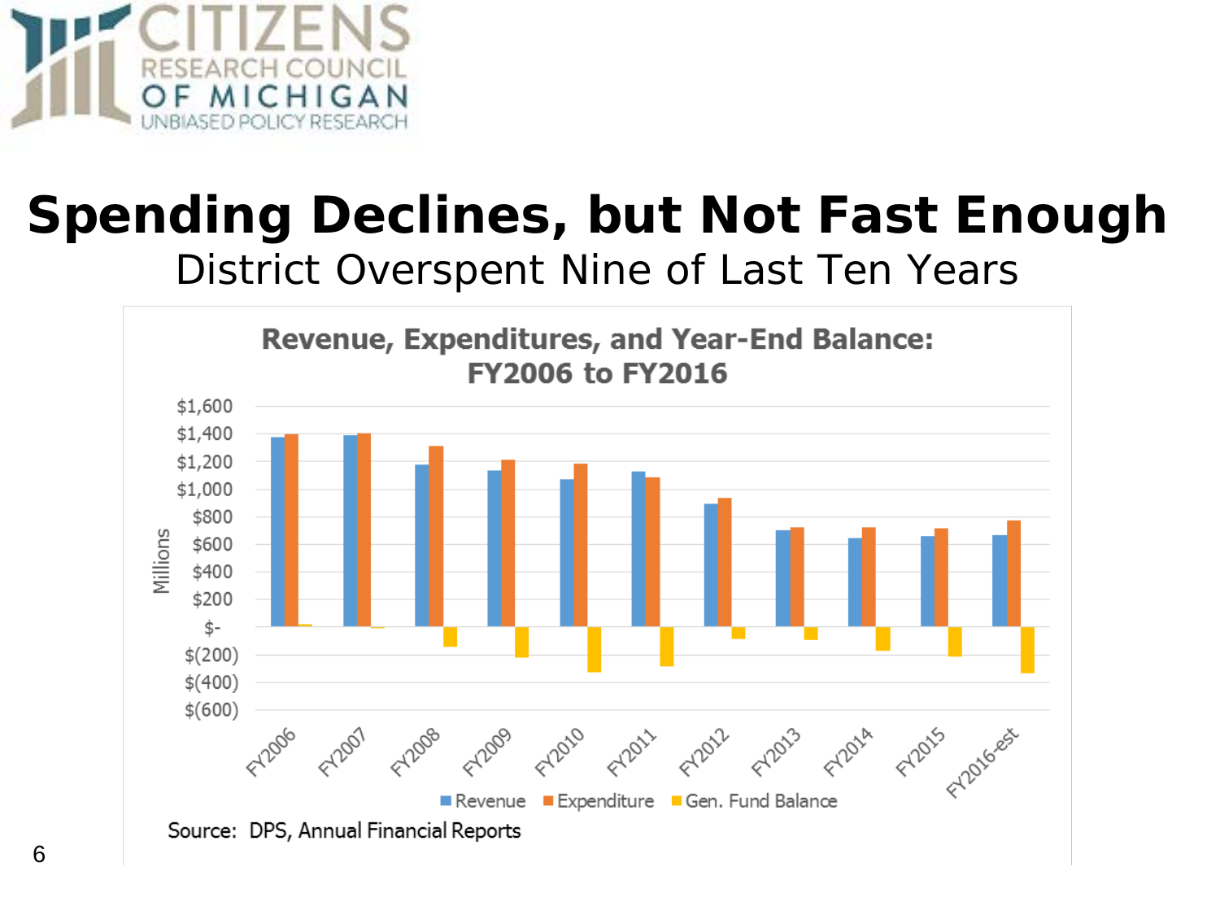# Spending Declines, but Not Fast Enough

District Overspent Nine of Last Ten Years

**Revenue, Expenditures, and Year-End Balance: FY2006 to FY2016**

Millions

$1,600
$1,400
$1,200
$1,000
$800
$600
$400
$200
$-
$(200)
$(400)
$(600)

FY2006 FY2007 FY2008 FY2009 FY2010 FY2011 FY2012 FY2013 FY2014 FY2015 FY2016-est

Revenue Expenditure Gen. Fund Balance

Source: DPS, Annual Financial Reports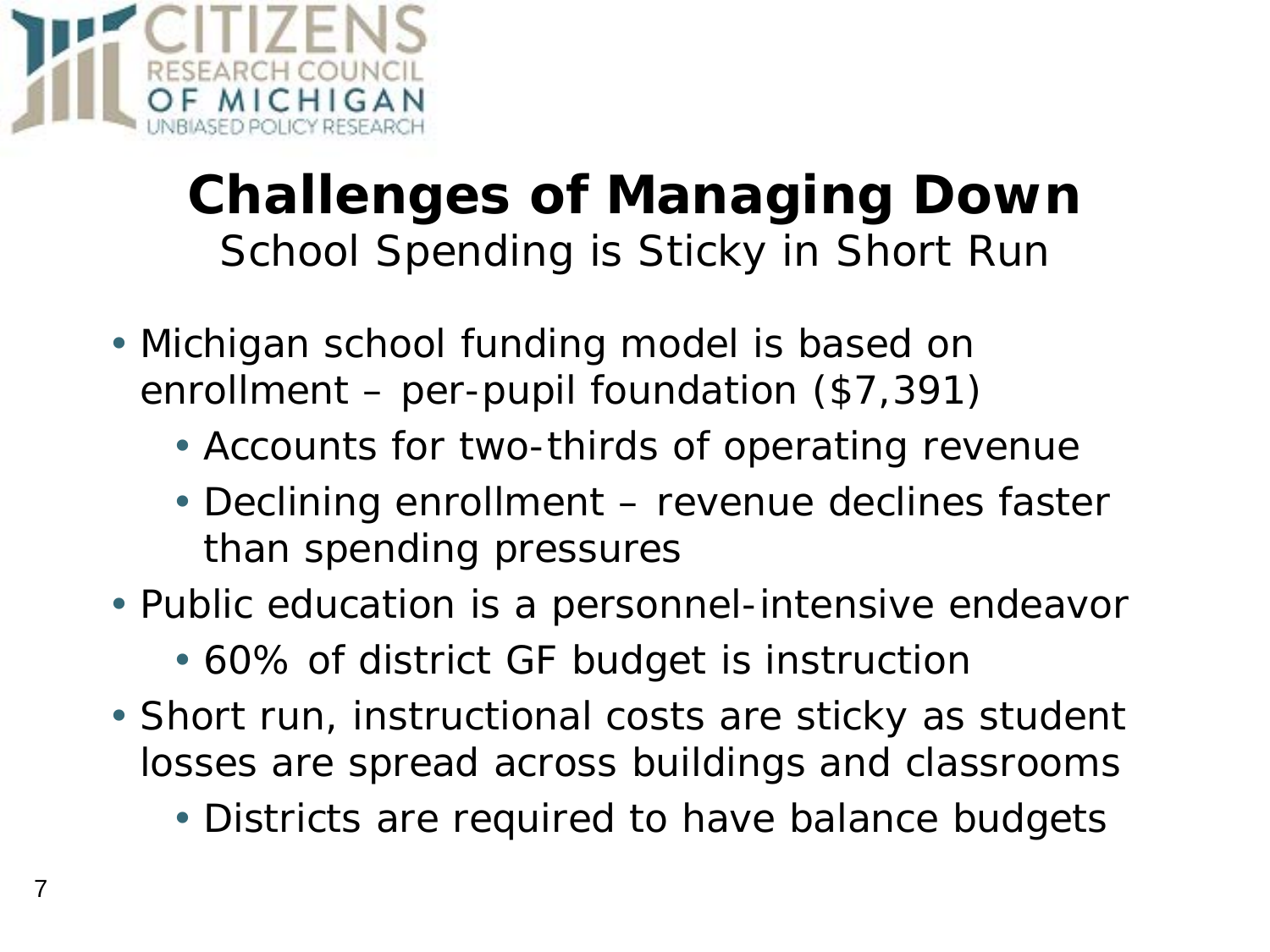# Challenges of Managing Down

## School Spending is Sticky in Short Run

- Michigan school funding model is based on enrollment – per-pupil foundation ($7,391)
  - Accounts for two-thirds of operating revenue
  - Declining enrollment – revenue declines faster than spending pressures
- Public education is a personnel-intensive endeavor
  - 60% of district GF budget is instruction
- Short run, instructional costs are sticky as student losses are spread across buildings and classrooms
  - Districts are required to have balance budgets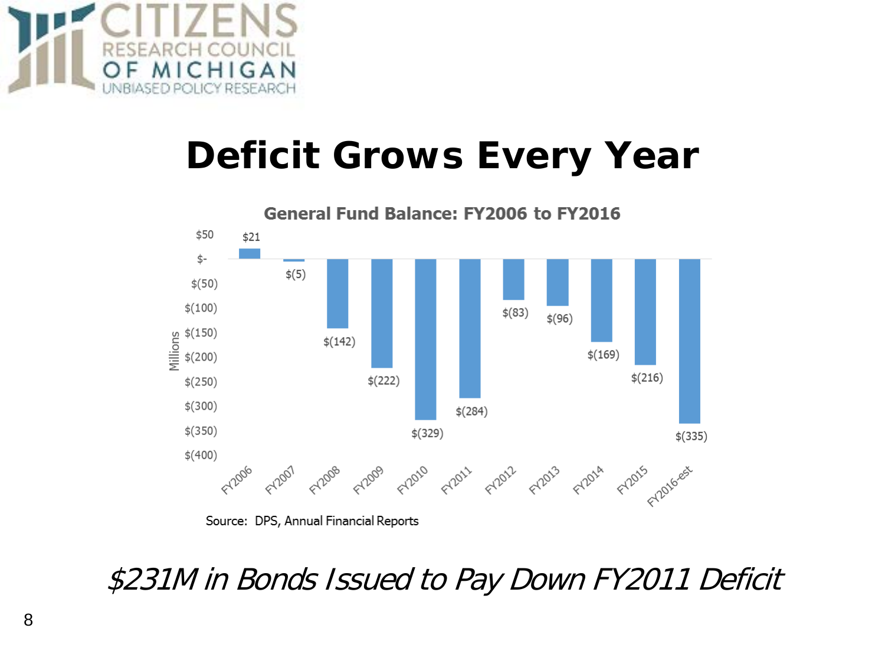# Deficit Grows Every Year

**General Fund Balance: FY2006 to FY2016**

| Fiscal Year | General Fund Balance (Millions) |
|---|---|
| FY2006 | $21 |
| FY2007 | $(5) |
| FY2008 | $(142) |
| FY2009 | $(222) |
| FY2010 | $(329) |
| FY2011 | $(284) |
| FY2012 | $(83) |
| FY2013 | $(96) |
| FY2014 | $(169) |
| FY2015 | $(216) |
| FY2016-est | $(335) |

Source: DPS, Annual Financial Reports

*$231M in Bonds Issued to Pay Down FY2011 Deficit*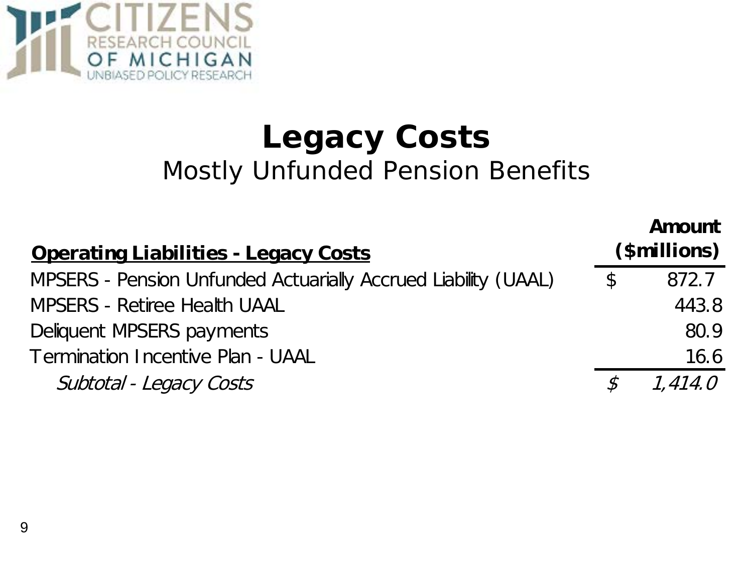# Legacy Costs

## Mostly Unfunded Pension Benefits

| **Operating Liabilities - Legacy Costs** | **Amount ($millions)** |
| --- | --- |
| MPSERS - Pension Unfunded Actuarially Accrued Liability (UAAL) | $ 872.7 |
| MPSERS - Retiree Health UAAL | 443.8 |
| Deliquent MPSERS payments | 80.9 |
| Termination Incentive Plan - UAAL | 16.6 |
| *Subtotal - Legacy Costs* | *$ 1,414.0* |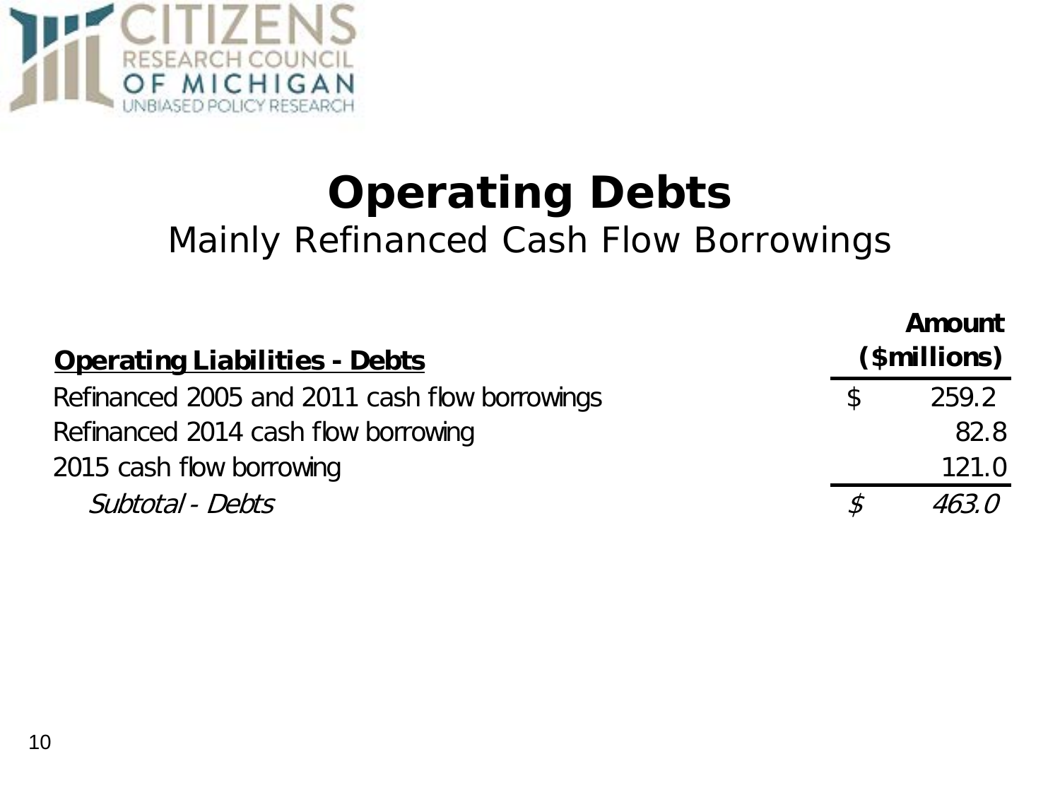# Operating Debts

## Mainly Refinanced Cash Flow Borrowings

| Operating Liabilities - Debts | Amount ($millions) |
|---|---|
| Refinanced 2005 and 2011 cash flow borrowings | $ 259.2 |
| Refinanced 2014 cash flow borrowing | 82.8 |
| 2015 cash flow borrowing | 121.0 |
| *Subtotal - Debts* | *$ 463.0* |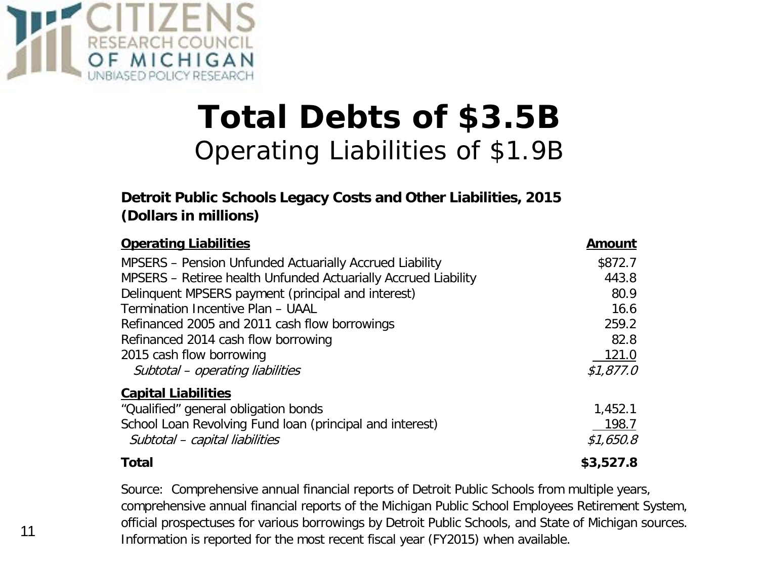# Total Debts of $3.5B

## Operating Liabilities of $1.9B

**Detroit Public Schools Legacy Costs and Other Liabilities, 2015**
**(Dollars in millions)**

| **Operating Liabilities** | **Amount** |
|---|---|
| MPSERS – Pension Unfunded Actuarially Accrued Liability | $872.7 |
| MPSERS – Retiree health Unfunded Actuarially Accrued Liability | 443.8 |
| Delinquent MPSERS payment (principal and interest) | 80.9 |
| Termination Incentive Plan – UAAL | 16.6 |
| Refinanced 2005 and 2011 cash flow borrowings | 259.2 |
| Refinanced 2014 cash flow borrowing | 82.8 |
| 2015 cash flow borrowing | 121.0 |
| *Subtotal – operating liabilities* | *$1,877.0* |
| **Capital Liabilities** | |
| "Qualified" general obligation bonds | 1,452.1 |
| School Loan Revolving Fund loan (principal and interest) | 198.7 |
| *Subtotal – capital liabilities* | *$1,650.8* |
| **Total** | **$3,527.8** |

Source: Comprehensive annual financial reports of Detroit Public Schools from multiple years, comprehensive annual financial reports of the Michigan Public School Employees Retirement System, official prospectuses for various borrowings by Detroit Public Schools, and State of Michigan sources. Information is reported for the most recent fiscal year (FY2015) when available.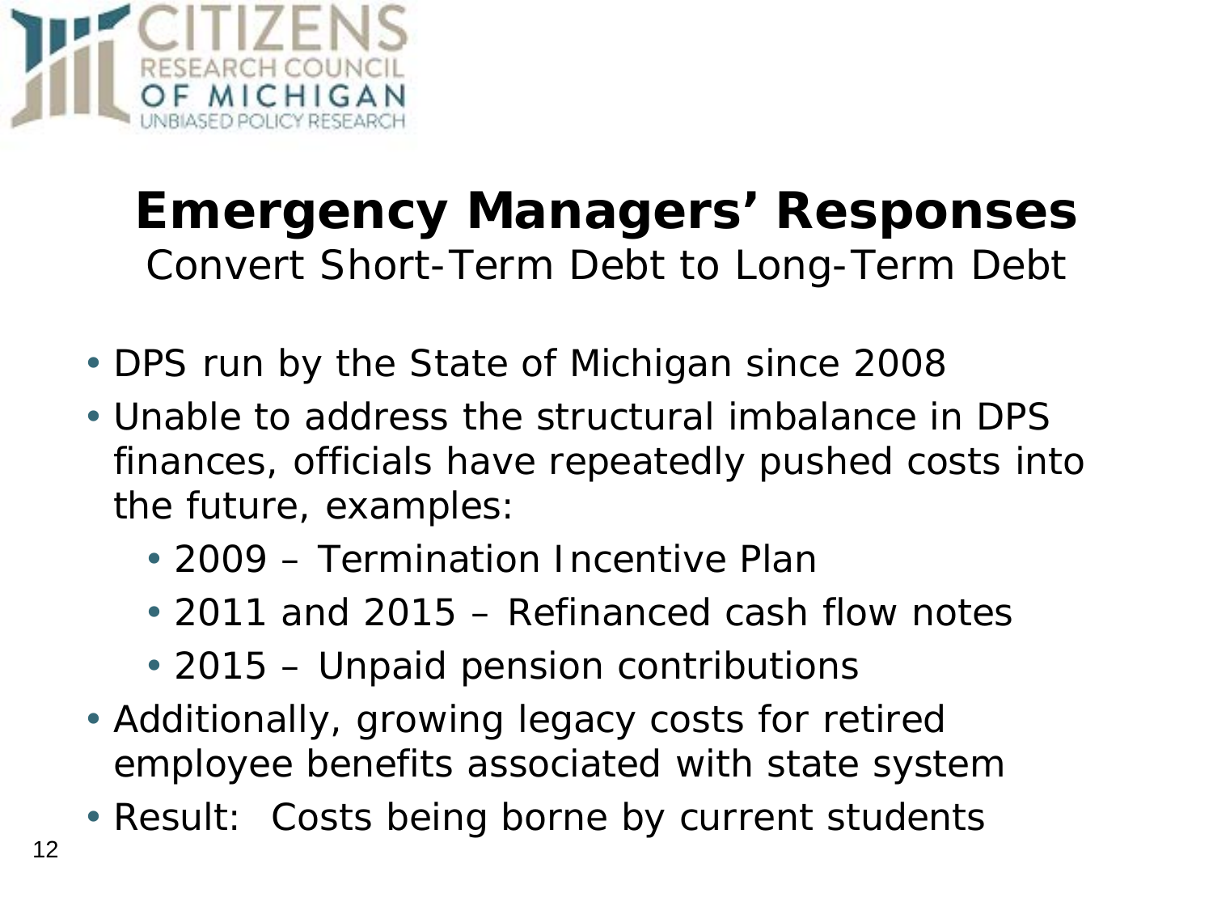# Emergency Managers' Responses

## Convert Short-Term Debt to Long-Term Debt

- DPS run by the State of Michigan since 2008
- Unable to address the structural imbalance in DPS finances, officials have repeatedly pushed costs into the future, examples:
  - 2009 – Termination Incentive Plan
  - 2011 and 2015 – Refinanced cash flow notes
  - 2015 – Unpaid pension contributions
- Additionally, growing legacy costs for retired employee benefits associated with state system
- Result: Costs being borne by current students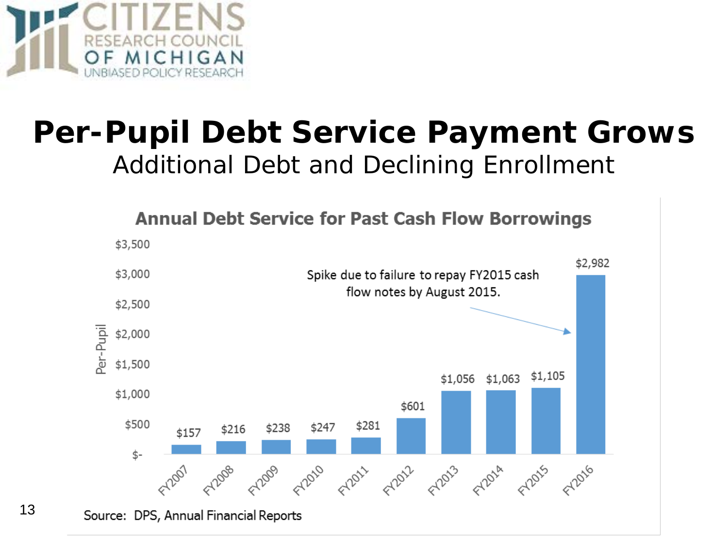# Per-Pupil Debt Service Payment Grows

## Additional Debt and Declining Enrollment

**Annual Debt Service for Past Cash Flow Borrowings**

| Fiscal Year | Per-Pupil |
|---|---|
| FY2007 | $157 |
| FY2008 | $216 |
| FY2009 | $238 |
| FY2010 | $247 |
| FY2011 | $281 |
| FY2012 | $601 |
| FY2013 | $1,056 |
| FY2014 | $1,063 |
| FY2015 | $1,105 |
| FY2016 | $2,982 |

Spike due to failure to repay FY2015 cash flow notes by August 2015.

Source: DPS, Annual Financial Reports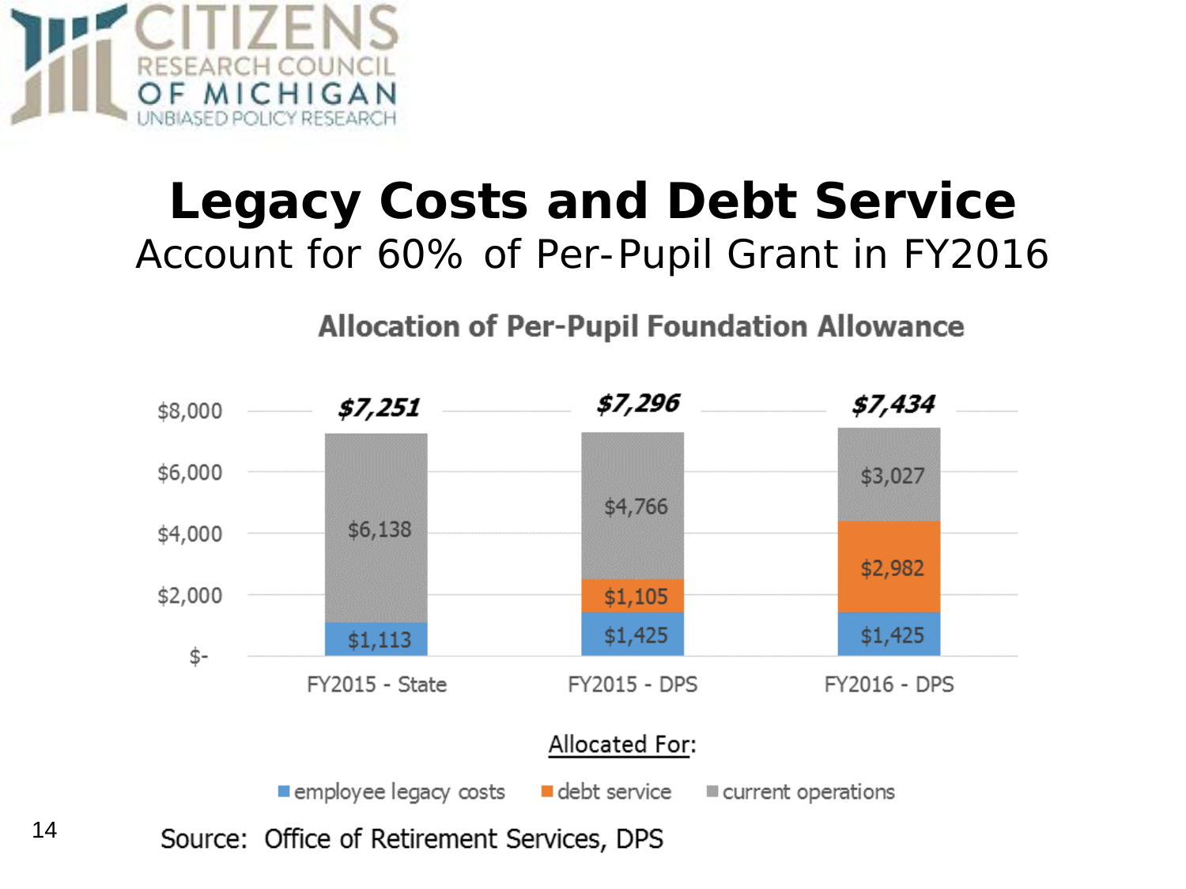# Legacy Costs and Debt Service

Account for 60% of Per-Pupil Grant in FY2016

**Allocation of Per-Pupil Foundation Allowance**

| | FY2015 - State | FY2015 - DPS | FY2016 - DPS |
|---|---|---|---|
| employee legacy costs | $1,113 | $1,425 | $1,425 |
| debt service | | $1,105 | $2,982 |
| current operations | $6,138 | $4,766 | $3,027 |
| **Total** | ***$7,251*** | ***$7,296*** | ***$7,434*** |

Allocated For: employee legacy costs, debt service, current operations

Source: Office of Retirement Services, DPS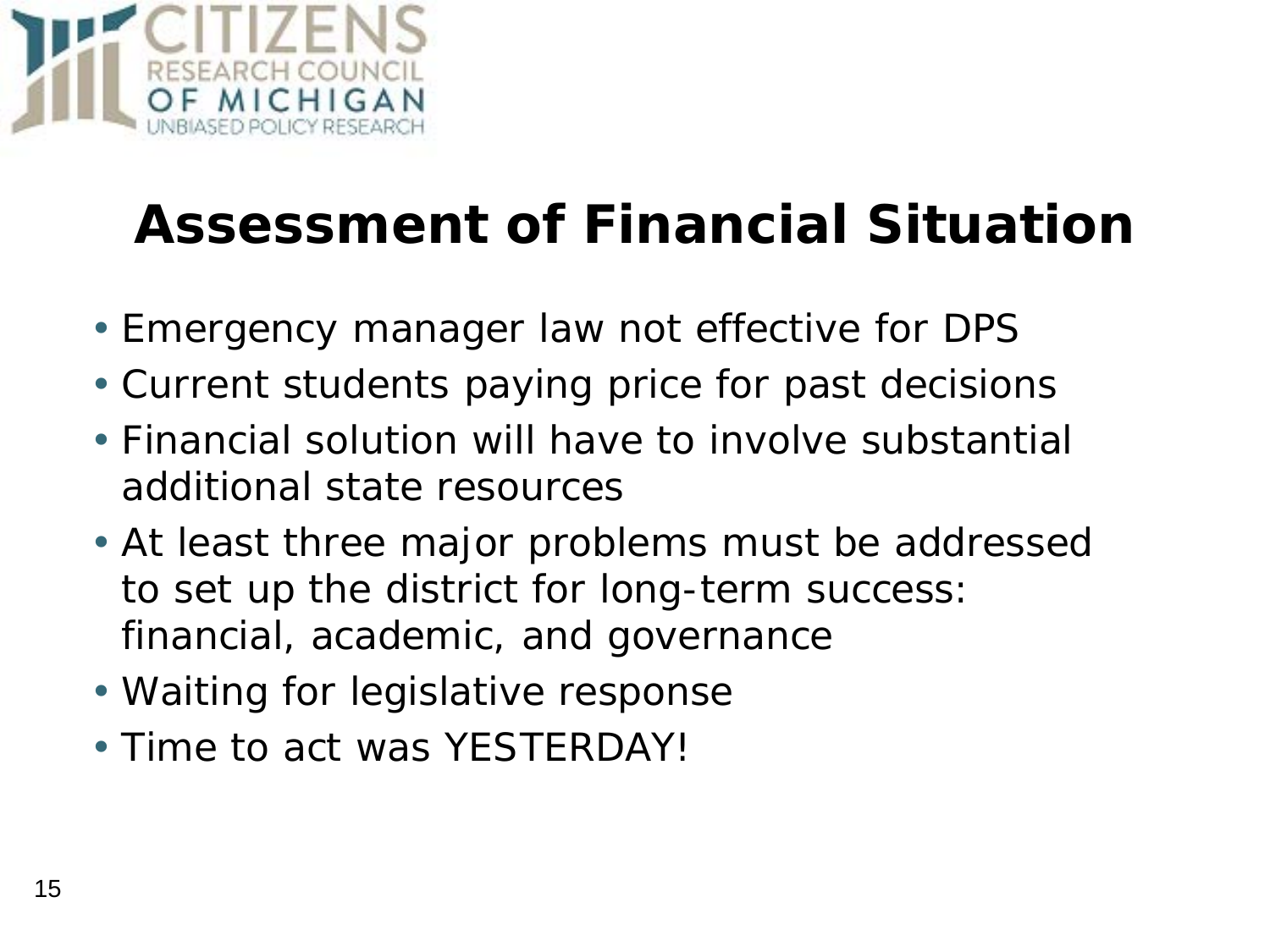# Assessment of Financial Situation

- Emergency manager law not effective for DPS
- Current students paying price for past decisions
- Financial solution will have to involve substantial additional state resources
- At least three major problems must be addressed to set up the district for long-term success: financial, academic, and governance
- Waiting for legislative response
- Time to act was YESTERDAY!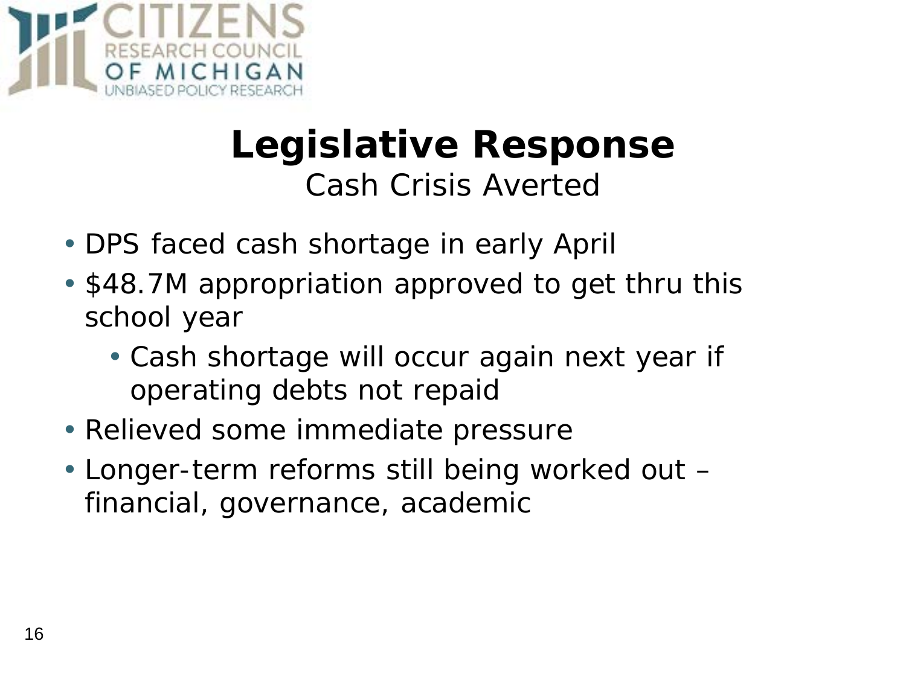# Legislative Response

## Cash Crisis Averted

- DPS faced cash shortage in early April
- $48.7M appropriation approved to get thru this school year
  - Cash shortage will occur again next year if operating debts not repaid
- Relieved some immediate pressure
- Longer-term reforms still being worked out – financial, governance, academic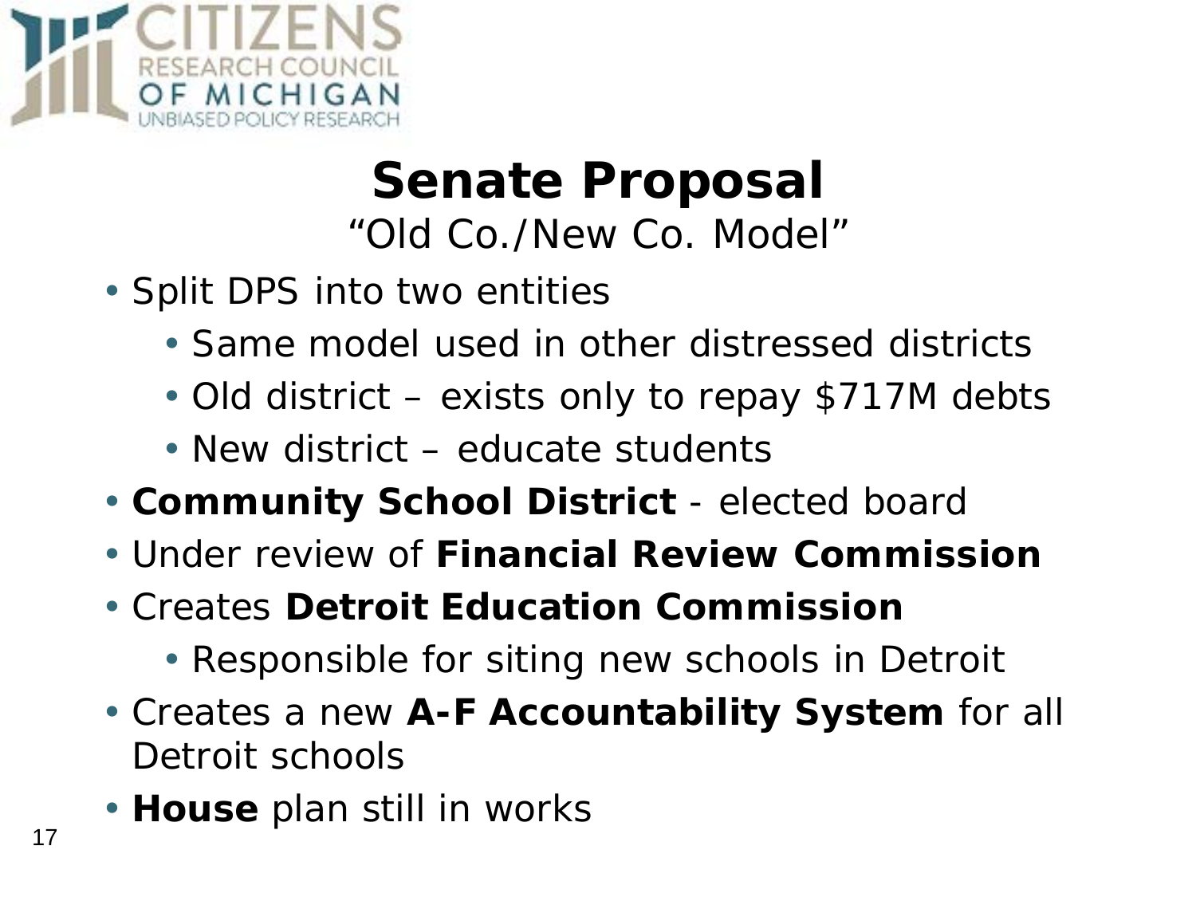# Senate Proposal

"Old Co./New Co. Model"

- Split DPS into two entities
  - Same model used in other distressed districts
  - Old district – exists only to repay $717M debts
  - New district – educate students
- **Community School District** - elected board
- Under review of **Financial Review Commission**
- Creates **Detroit Education Commission**
  - Responsible for siting new schools in Detroit
- Creates a new **A-F Accountability System** for all Detroit schools
- **House** plan still in works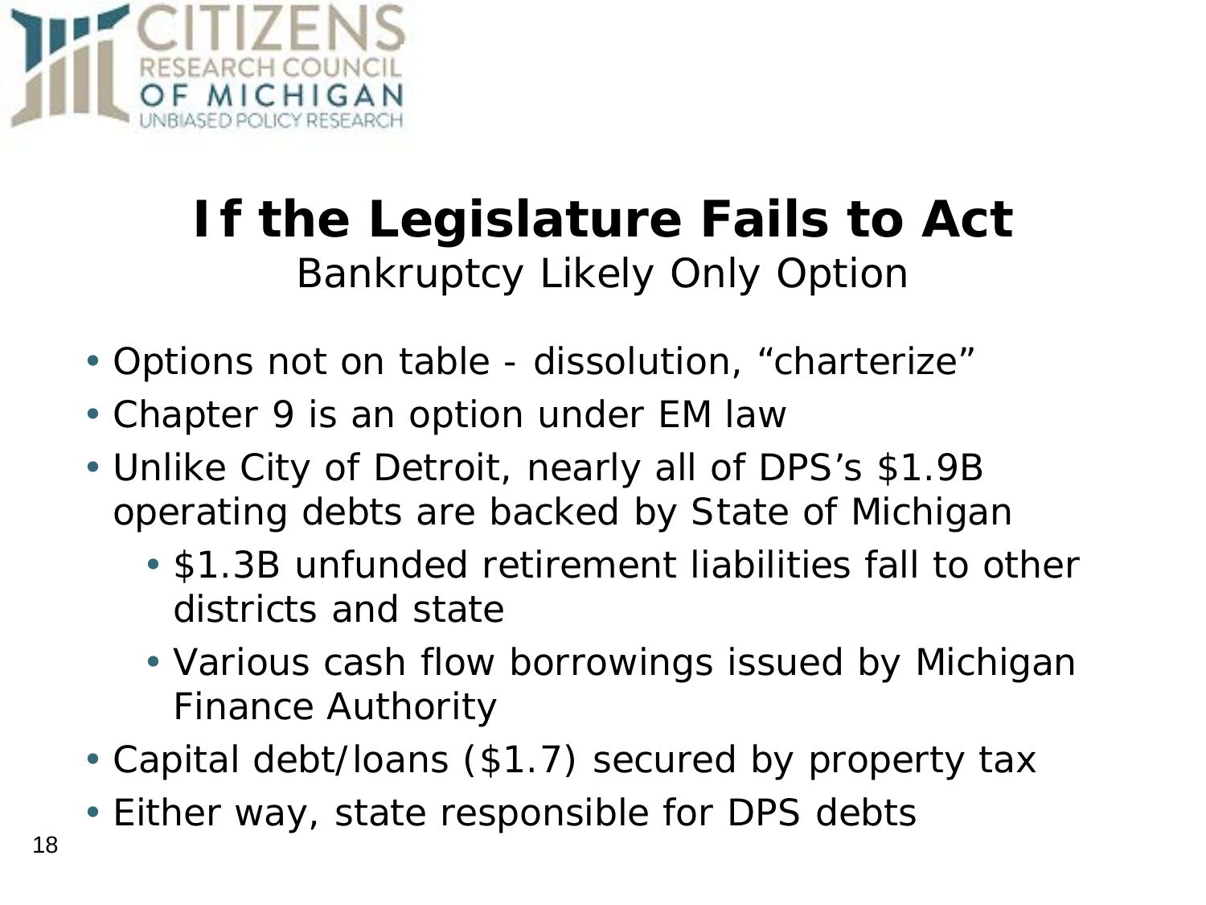# If the Legislature Fails to Act

Bankruptcy Likely Only Option

- Options not on table - dissolution, "charterize"
- Chapter 9 is an option under EM law
- Unlike City of Detroit, nearly all of DPS's $1.9B operating debts are backed by State of Michigan
    - $1.3B unfunded retirement liabilities fall to other districts and state
    - Various cash flow borrowings issued by Michigan Finance Authority
- Capital debt/loans ($1.7) secured by property tax
- Either way, state responsible for DPS debts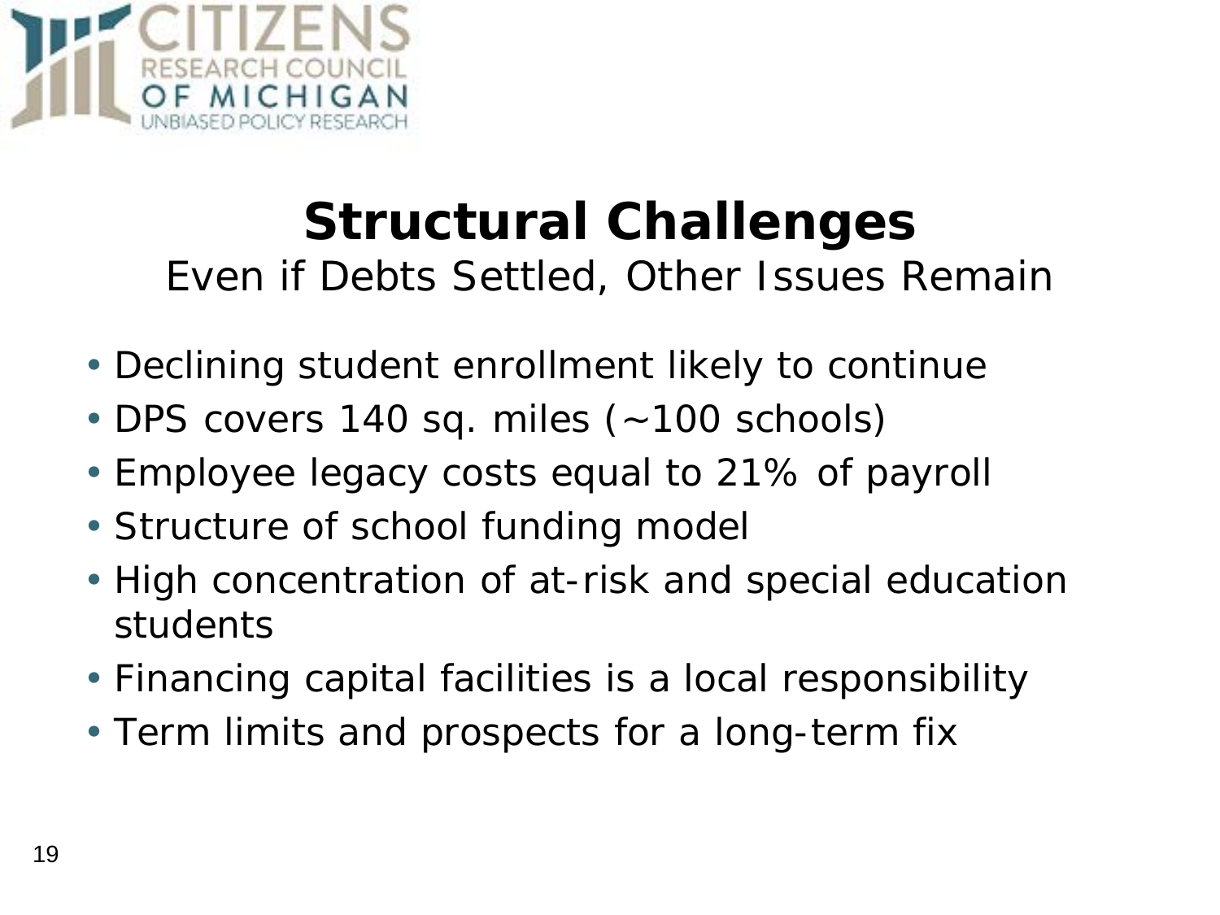CITIZENS RESEARCH COUNCIL OF MICHIGAN
UNBIASED POLICY RESEARCH

# Structural Challenges

Even if Debts Settled, Other Issues Remain

- Declining student enrollment likely to continue
- DPS covers 140 sq. miles (~100 schools)
- Employee legacy costs equal to 21% of payroll
- Structure of school funding model
- High concentration of at-risk and special education students
- Financing capital facilities is a local responsibility
- Term limits and prospects for a long-term fix